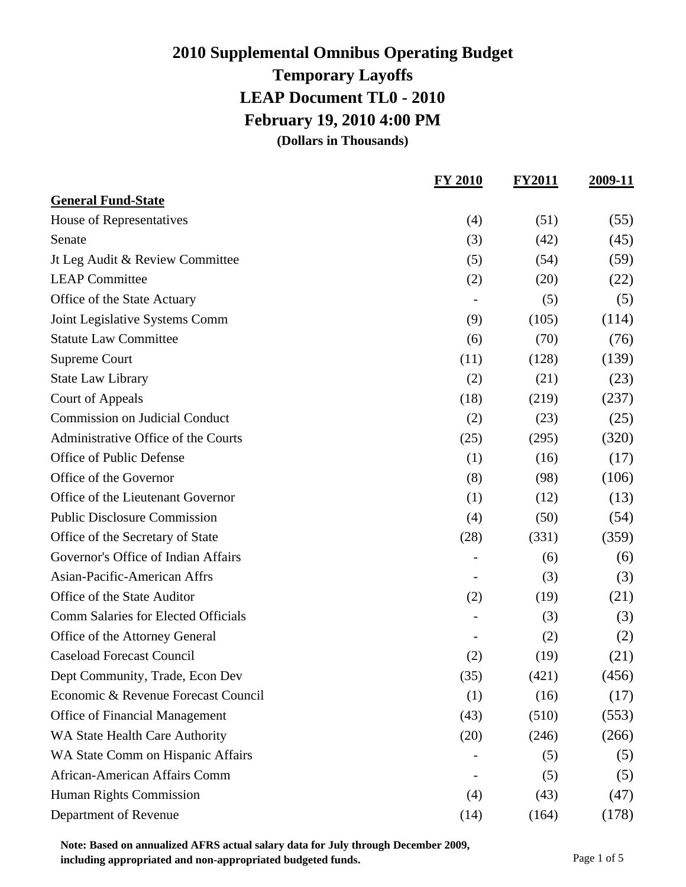# 2010 Supplemental Omnibus Operating Budget

## Temporary Layoffs

## LEAP Document TL0 - 2010

## February 19, 2010 4:00 PM

**(Dollars in Thousands)**

| | FY 2010 | FY2011 | 2009-11 |
|---|---|---|---|
| **General Fund-State** | | | |
| House of Representatives | (4) | (51) | (55) |
| Senate | (3) | (42) | (45) |
| Jt Leg Audit & Review Committee | (5) | (54) | (59) |
| LEAP Committee | (2) | (20) | (22) |
| Office of the State Actuary | - | (5) | (5) |
| Joint Legislative Systems Comm | (9) | (105) | (114) |
| Statute Law Committee | (6) | (70) | (76) |
| Supreme Court | (11) | (128) | (139) |
| State Law Library | (2) | (21) | (23) |
| Court of Appeals | (18) | (219) | (237) |
| Commission on Judicial Conduct | (2) | (23) | (25) |
| Administrative Office of the Courts | (25) | (295) | (320) |
| Office of Public Defense | (1) | (16) | (17) |
| Office of the Governor | (8) | (98) | (106) |
| Office of the Lieutenant Governor | (1) | (12) | (13) |
| Public Disclosure Commission | (4) | (50) | (54) |
| Office of the Secretary of State | (28) | (331) | (359) |
| Governor's Office of Indian Affairs | - | (6) | (6) |
| Asian-Pacific-American Affrs | - | (3) | (3) |
| Office of the State Auditor | (2) | (19) | (21) |
| Comm Salaries for Elected Officials | - | (3) | (3) |
| Office of the Attorney General | - | (2) | (2) |
| Caseload Forecast Council | (2) | (19) | (21) |
| Dept Community, Trade, Econ Dev | (35) | (421) | (456) |
| Economic & Revenue Forecast Council | (1) | (16) | (17) |
| Office of Financial Management | (43) | (510) | (553) |
| WA State Health Care Authority | (20) | (246) | (266) |
| WA State Comm on Hispanic Affairs | - | (5) | (5) |
| African-American Affairs Comm | - | (5) | (5) |
| Human Rights Commission | (4) | (43) | (47) |
| Department of Revenue | (14) | (164) | (178) |

**Note: Based on annualized AFRS actual salary data for July through December 2009, including appropriated and non-appropriated budgeted funds.**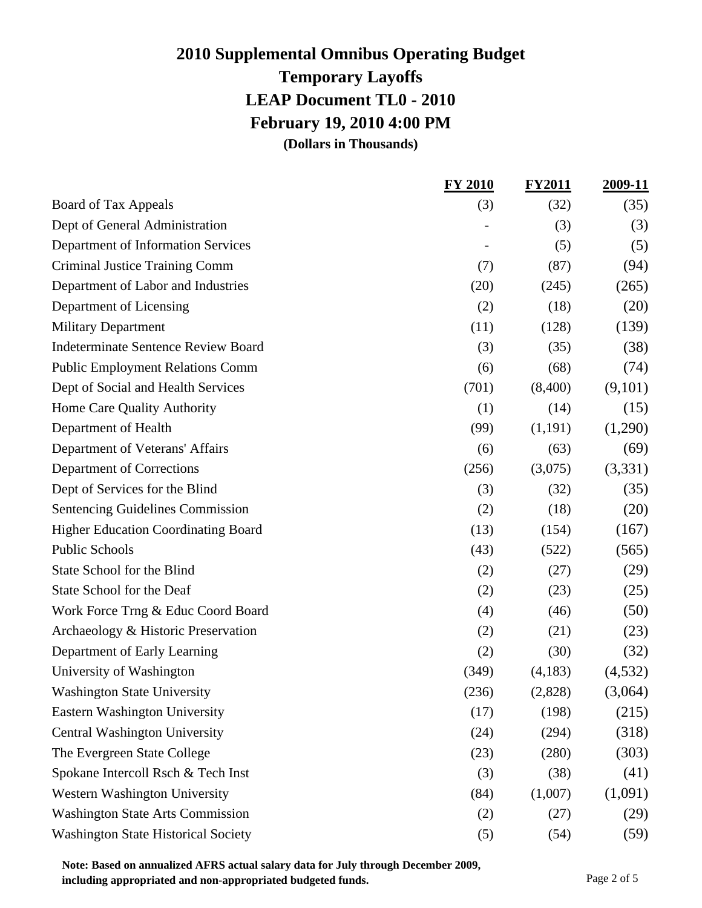# 2010 Supplemental Omnibus Operating Budget

## Temporary Layoffs

## LEAP Document TL0 - 2010

## February 19, 2010 4:00 PM

**(Dollars in Thousands)**

| | FY 2010 | FY2011 | 2009-11 |
|---|---|---|---|
| Board of Tax Appeals | (3) | (32) | (35) |
| Dept of General Administration | - | (3) | (3) |
| Department of Information Services | - | (5) | (5) |
| Criminal Justice Training Comm | (7) | (87) | (94) |
| Department of Labor and Industries | (20) | (245) | (265) |
| Department of Licensing | (2) | (18) | (20) |
| Military Department | (11) | (128) | (139) |
| Indeterminate Sentence Review Board | (3) | (35) | (38) |
| Public Employment Relations Comm | (6) | (68) | (74) |
| Dept of Social and Health Services | (701) | (8,400) | (9,101) |
| Home Care Quality Authority | (1) | (14) | (15) |
| Department of Health | (99) | (1,191) | (1,290) |
| Department of Veterans' Affairs | (6) | (63) | (69) |
| Department of Corrections | (256) | (3,075) | (3,331) |
| Dept of Services for the Blind | (3) | (32) | (35) |
| Sentencing Guidelines Commission | (2) | (18) | (20) |
| Higher Education Coordinating Board | (13) | (154) | (167) |
| Public Schools | (43) | (522) | (565) |
| State School for the Blind | (2) | (27) | (29) |
| State School for the Deaf | (2) | (23) | (25) |
| Work Force Trng & Educ Coord Board | (4) | (46) | (50) |
| Archaeology & Historic Preservation | (2) | (21) | (23) |
| Department of Early Learning | (2) | (30) | (32) |
| University of Washington | (349) | (4,183) | (4,532) |
| Washington State University | (236) | (2,828) | (3,064) |
| Eastern Washington University | (17) | (198) | (215) |
| Central Washington University | (24) | (294) | (318) |
| The Evergreen State College | (23) | (280) | (303) |
| Spokane Intercoll Rsch & Tech Inst | (3) | (38) | (41) |
| Western Washington University | (84) | (1,007) | (1,091) |
| Washington State Arts Commission | (2) | (27) | (29) |
| Washington State Historical Society | (5) | (54) | (59) |

**Note: Based on annualized AFRS actual salary data for July through December 2009, including appropriated and non-appropriated budgeted funds.**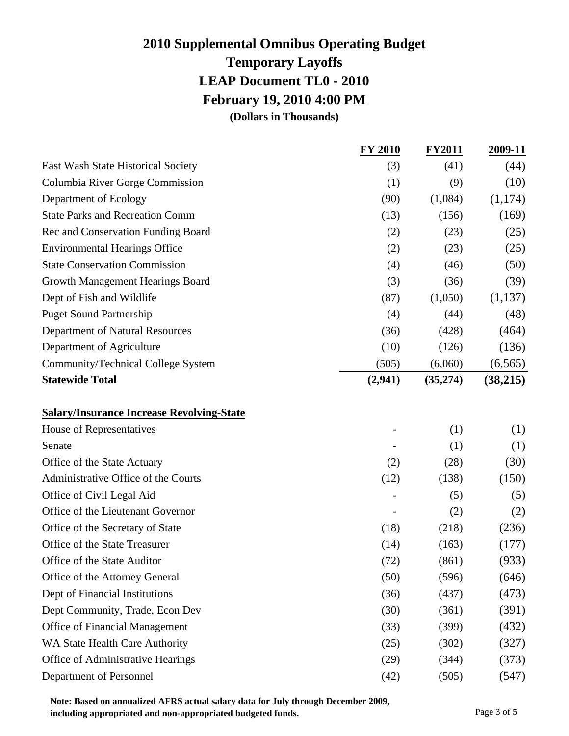# 2010 Supplemental Omnibus Operating Budget
# Temporary Layoffs
# LEAP Document TL0 - 2010
# February 19, 2010 4:00 PM
**(Dollars in Thousands)**

| | FY 2010 | FY2011 | 2009-11 |
|---|---|---|---|
| East Wash State Historical Society | (3) | (41) | (44) |
| Columbia River Gorge Commission | (1) | (9) | (10) |
| Department of Ecology | (90) | (1,084) | (1,174) |
| State Parks and Recreation Comm | (13) | (156) | (169) |
| Rec and Conservation Funding Board | (2) | (23) | (25) |
| Environmental Hearings Office | (2) | (23) | (25) |
| State Conservation Commission | (4) | (46) | (50) |
| Growth Management Hearings Board | (3) | (36) | (39) |
| Dept of Fish and Wildlife | (87) | (1,050) | (1,137) |
| Puget Sound Partnership | (4) | (44) | (48) |
| Department of Natural Resources | (36) | (428) | (464) |
| Department of Agriculture | (10) | (126) | (136) |
| Community/Technical College System | (505) | (6,060) | (6,565) |
| **Statewide Total** | **(2,941)** | **(35,274)** | **(38,215)** |
| | | | |
| **Salary/Insurance Increase Revolving-State** | | | |
| House of Representatives | - | (1) | (1) |
| Senate | - | (1) | (1) |
| Office of the State Actuary | (2) | (28) | (30) |
| Administrative Office of the Courts | (12) | (138) | (150) |
| Office of Civil Legal Aid | - | (5) | (5) |
| Office of the Lieutenant Governor | - | (2) | (2) |
| Office of the Secretary of State | (18) | (218) | (236) |
| Office of the State Treasurer | (14) | (163) | (177) |
| Office of the State Auditor | (72) | (861) | (933) |
| Office of the Attorney General | (50) | (596) | (646) |
| Dept of Financial Institutions | (36) | (437) | (473) |
| Dept Community, Trade, Econ Dev | (30) | (361) | (391) |
| Office of Financial Management | (33) | (399) | (432) |
| WA State Health Care Authority | (25) | (302) | (327) |
| Office of Administrative Hearings | (29) | (344) | (373) |
| Department of Personnel | (42) | (505) | (547) |

**Note: Based on annualized AFRS actual salary data for July through December 2009, including appropriated and non-appropriated budgeted funds.**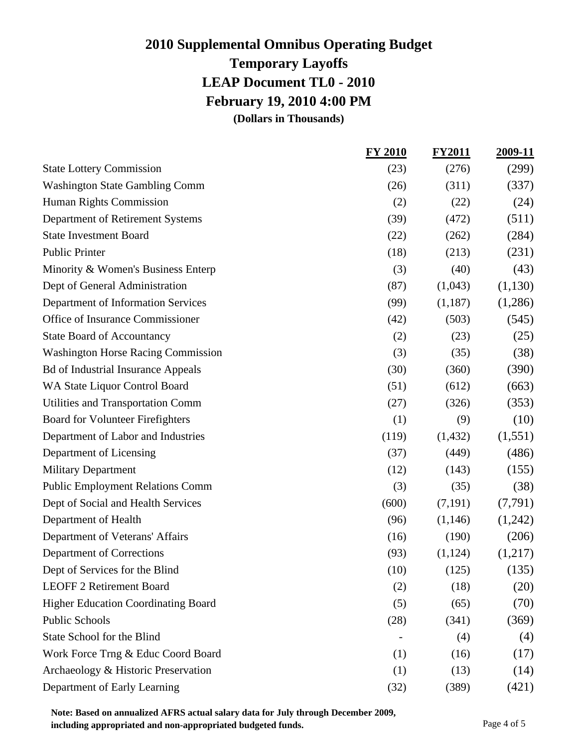# 2010 Supplemental Omnibus Operating Budget

## Temporary Layoffs

## LEAP Document TL0 - 2010

## February 19, 2010 4:00 PM

**(Dollars in Thousands)**

| | FY 2010 | FY2011 | 2009-11 |
|---|---|---|---|
| State Lottery Commission | (23) | (276) | (299) |
| Washington State Gambling Comm | (26) | (311) | (337) |
| Human Rights Commission | (2) | (22) | (24) |
| Department of Retirement Systems | (39) | (472) | (511) |
| State Investment Board | (22) | (262) | (284) |
| Public Printer | (18) | (213) | (231) |
| Minority & Women's Business Enterp | (3) | (40) | (43) |
| Dept of General Administration | (87) | (1,043) | (1,130) |
| Department of Information Services | (99) | (1,187) | (1,286) |
| Office of Insurance Commissioner | (42) | (503) | (545) |
| State Board of Accountancy | (2) | (23) | (25) |
| Washington Horse Racing Commission | (3) | (35) | (38) |
| Bd of Industrial Insurance Appeals | (30) | (360) | (390) |
| WA State Liquor Control Board | (51) | (612) | (663) |
| Utilities and Transportation Comm | (27) | (326) | (353) |
| Board for Volunteer Firefighters | (1) | (9) | (10) |
| Department of Labor and Industries | (119) | (1,432) | (1,551) |
| Department of Licensing | (37) | (449) | (486) |
| Military Department | (12) | (143) | (155) |
| Public Employment Relations Comm | (3) | (35) | (38) |
| Dept of Social and Health Services | (600) | (7,191) | (7,791) |
| Department of Health | (96) | (1,146) | (1,242) |
| Department of Veterans' Affairs | (16) | (190) | (206) |
| Department of Corrections | (93) | (1,124) | (1,217) |
| Dept of Services for the Blind | (10) | (125) | (135) |
| LEOFF 2 Retirement Board | (2) | (18) | (20) |
| Higher Education Coordinating Board | (5) | (65) | (70) |
| Public Schools | (28) | (341) | (369) |
| State School for the Blind | - | (4) | (4) |
| Work Force Trng & Educ Coord Board | (1) | (16) | (17) |
| Archaeology & Historic Preservation | (1) | (13) | (14) |
| Department of Early Learning | (32) | (389) | (421) |

**Note: Based on annualized AFRS actual salary data for July through December 2009, including appropriated and non-appropriated budgeted funds.**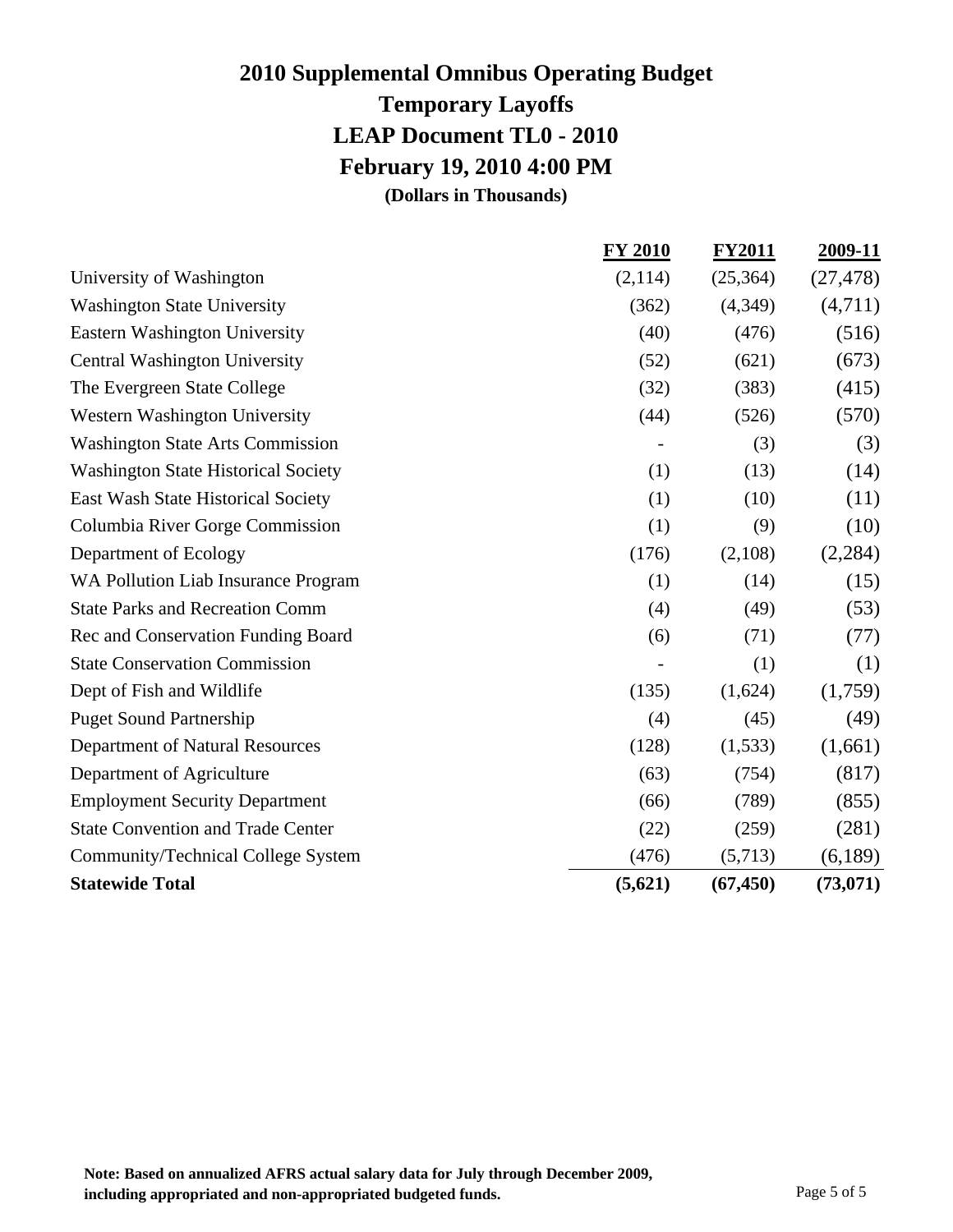# 2010 Supplemental Omnibus Operating Budget

# Temporary Layoffs

# LEAP Document TL0 - 2010

# February 19, 2010 4:00 PM

**(Dollars in Thousands)**

| | FY 2010 | FY2011 | 2009-11 |
|---|---|---|---|
| University of Washington | (2,114) | (25,364) | (27,478) |
| Washington State University | (362) | (4,349) | (4,711) |
| Eastern Washington University | (40) | (476) | (516) |
| Central Washington University | (52) | (621) | (673) |
| The Evergreen State College | (32) | (383) | (415) |
| Western Washington University | (44) | (526) | (570) |
| Washington State Arts Commission | - | (3) | (3) |
| Washington State Historical Society | (1) | (13) | (14) |
| East Wash State Historical Society | (1) | (10) | (11) |
| Columbia River Gorge Commission | (1) | (9) | (10) |
| Department of Ecology | (176) | (2,108) | (2,284) |
| WA Pollution Liab Insurance Program | (1) | (14) | (15) |
| State Parks and Recreation Comm | (4) | (49) | (53) |
| Rec and Conservation Funding Board | (6) | (71) | (77) |
| State Conservation Commission | - | (1) | (1) |
| Dept of Fish and Wildlife | (135) | (1,624) | (1,759) |
| Puget Sound Partnership | (4) | (45) | (49) |
| Department of Natural Resources | (128) | (1,533) | (1,661) |
| Department of Agriculture | (63) | (754) | (817) |
| Employment Security Department | (66) | (789) | (855) |
| State Convention and Trade Center | (22) | (259) | (281) |
| Community/Technical College System | (476) | (5,713) | (6,189) |
| **Statewide Total** | **(5,621)** | **(67,450)** | **(73,071)** |

**Note: Based on annualized AFRS actual salary data for July through December 2009, including appropriated and non-appropriated budgeted funds.**